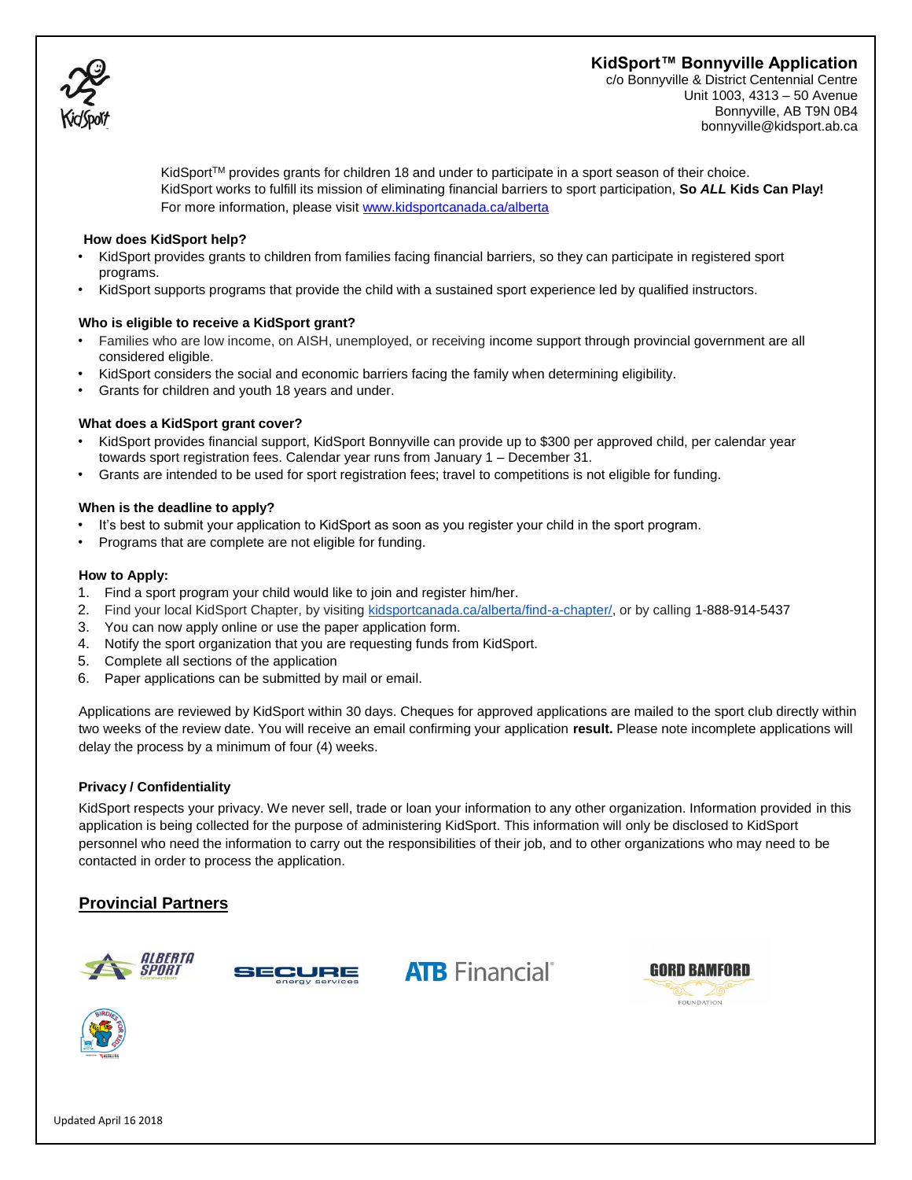# KidSport™ Bonnyville Application

c/o Bonnyville & District Centennial Centre
Unit 1003, 4313 – 50 Avenue
Bonnyville, AB T9N 0B4
bonnyville@kidsport.ab.ca

KidSport™ provides grants for children 18 and under to participate in a sport season of their choice. KidSport works to fulfill its mission of eliminating financial barriers to sport participation, **So *ALL* Kids Can Play!** For more information, please visit www.kidsportcanada.ca/alberta

### How does KidSport help?

- KidSport provides grants to children from families facing financial barriers, so they can participate in registered sport programs.
- KidSport supports programs that provide the child with a sustained sport experience led by qualified instructors.

### Who is eligible to receive a KidSport grant?

- Families who are low income, on AISH, unemployed, or receiving income support through provincial government are all considered eligible.
- KidSport considers the social and economic barriers facing the family when determining eligibility.
- Grants for children and youth 18 years and under.

### What does a KidSport grant cover?

- KidSport provides financial support, KidSport Bonnyville can provide up to $300 per approved child, per calendar year towards sport registration fees. Calendar year runs from January 1 – December 31.
- Grants are intended to be used for sport registration fees; travel to competitions is not eligible for funding.

### When is the deadline to apply?

- It's best to submit your application to KidSport as soon as you register your child in the sport program.
- Programs that are complete are not eligible for funding.

### How to Apply:

1. Find a sport program your child would like to join and register him/her.
2. Find your local KidSport Chapter, by visiting kidsportcanada.ca/alberta/find-a-chapter/, or by calling 1-888-914-5437
3. You can now apply online or use the paper application form.
4. Notify the sport organization that you are requesting funds from KidSport.
5. Complete all sections of the application
6. Paper applications can be submitted by mail or email.

Applications are reviewed by KidSport within 30 days. Cheques for approved applications are mailed to the sport club directly within two weeks of the review date. You will receive an email confirming your application **result.** Please note incomplete applications will delay the process by a minimum of four (4) weeks.

### Privacy / Confidentiality

KidSport respects your privacy. We never sell, trade or loan your information to any other organization. Information provided in this application is being collected for the purpose of administering KidSport. This information will only be disclosed to KidSport personnel who need the information to carry out the responsibilities of their job, and to other organizations who may need to be contacted in order to process the application.

## Provincial Partners

Alberta Sport Connection | Secure Energy Services | ATB Financial | Gord Bamford Foundation | Birdies for Kids

Updated April 16 2018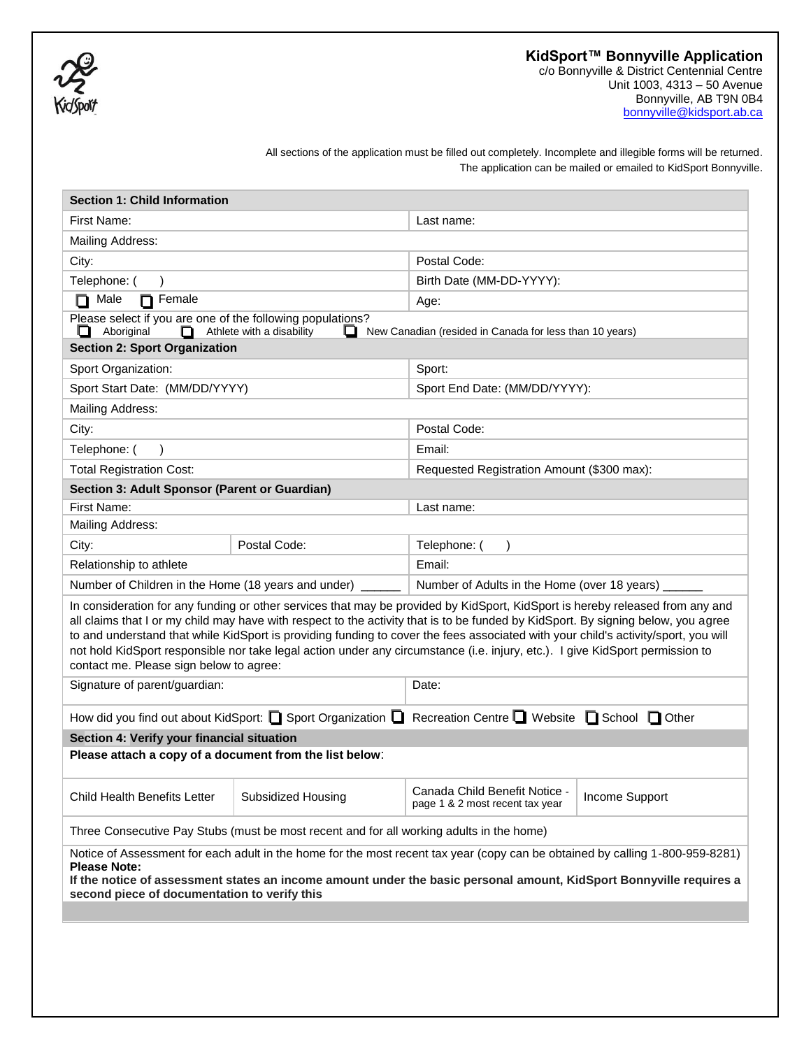# KidSport™ Bonnyville Application

c/o Bonnyville & District Centennial Centre
Unit 1003, 4313 – 50 Avenue
Bonnyville, AB T9N 0B4
bonnyville@kidsport.ab.ca

All sections of the application must be filled out completely. Incomplete and illegible forms will be returned.
The application can be mailed or emailed to KidSport Bonnyville.

| | | | |
|---|---|---|---|
| **Section 1: Child Information** | | | |
| First Name: | | Last name: | |
| Mailing Address: | | | |
| City: | | Postal Code: | |
| Telephone: ( ) | | Birth Date (MM-DD-YYYY): | |
| ☐ Male ☐ Female | | Age: | |
| Please select if you are one of the following populations? ☐ Aboriginal ☐ Athlete with a disability ☐ New Canadian (resided in Canada for less than 10 years) | | | |
| **Section 2: Sport Organization** | | | |
| Sport Organization: | | Sport: | |
| Sport Start Date: (MM/DD/YYYY) | | Sport End Date: (MM/DD/YYYY): | |
| Mailing Address: | | | |
| City: | | Postal Code: | |
| Telephone: ( ) | | Email: | |
| Total Registration Cost: | | Requested Registration Amount ($300 max): | |
| **Section 3: Adult Sponsor (Parent or Guardian)** | | | |
| First Name: | | Last name: | |
| Mailing Address: | | | |
| City: | Postal Code: | Telephone: ( ) | |
| Relationship to athlete | | Email: | |
| Number of Children in the Home (18 years and under) ______ | | Number of Adults in the Home (over 18 years) ______ | |
| In consideration for any funding or other services that may be provided by KidSport, KidSport is hereby released from any and all claims that I or my child may have with respect to the activity that is to be funded by KidSport. By signing below, you agree to and understand that while KidSport is providing funding to cover the fees associated with your child's activity/sport, you will not hold KidSport responsible nor take legal action under any circumstance (i.e. injury, etc.). I give KidSport permission to contact me. Please sign below to agree: | | | |
| Signature of parent/guardian: | | Date: | |
| How did you find out about KidSport: ☐ Sport Organization ☐ Recreation Centre ☐ Website ☐ School ☐ Other | | | |
| **Section 4: Verify your financial situation** | | | |
| **Please attach a copy of a document from the list below**: | | | |
| Child Health Benefits Letter | Subsidized Housing | Canada Child Benefit Notice - page 1 & 2 most recent tax year | Income Support |
| Three Consecutive Pay Stubs (must be most recent and for all working adults in the home) | | | |
| Notice of Assessment for each adult in the home for the most recent tax year (copy can be obtained by calling 1-800-959-8281) **Please Note:** **If the notice of assessment states an income amount under the basic personal amount, KidSport Bonnyville requires a second piece of documentation to verify this** | | | |